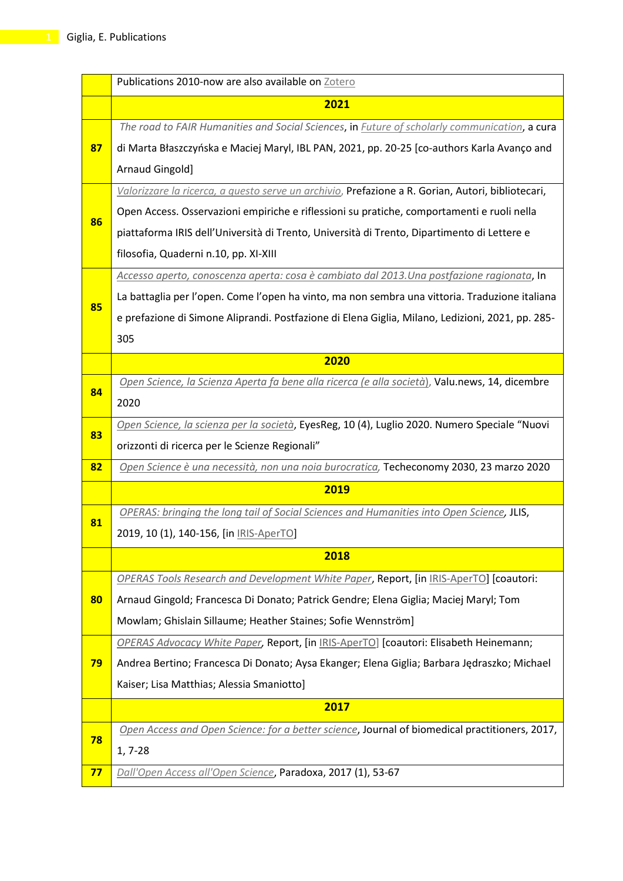| | Publications 2010-now are also available on Zotero |
|---|---|
| | **2021** |
| **87** | *The road to FAIR Humanities and Social Sciences*, in *Future of scholarly communication*, a cura di Marta Błaszczyńska e Maciej Maryl, IBL PAN, 2021, pp. 20-25 [co-authors Karla Avanço and Arnaud Gingold] |
| **86** | *Valorizzare la ricerca, a questo serve un archivio*, Prefazione a R. Gorian, Autori, bibliotecari, Open Access. Osservazioni empiriche e riflessioni su pratiche, comportamenti e ruoli nella piattaforma IRIS dell'Università di Trento, Università di Trento, Dipartimento di Lettere e filosofia, Quaderni n.10, pp. XI-XIII |
| **85** | *Accesso aperto, conoscenza aperta: cosa è cambiato dal 2013.Una postfazione ragionata*, In La battaglia per l'open. Come l'open ha vinto, ma non sembra una vittoria. Traduzione italiana e prefazione di Simone Aliprandi. Postfazione di Elena Giglia, Milano, Ledizioni, 2021, pp. 285-305 |
| | **2020** |
| **84** | *Open Science, la Scienza Aperta fa bene alla ricerca (e alla società)*, Valu.news, 14, dicembre 2020 |
| **83** | *Open Science, la scienza per la società*, EyesReg, 10 (4), Luglio 2020. Numero Speciale "Nuovi orizzonti di ricerca per le Scienze Regionali" |
| **82** | *Open Science è una necessità, non una noia burocratica*, Techeconomy 2030, 23 marzo 2020 |
| | **2019** |
| **81** | *OPERAS: bringing the long tail of Social Sciences and Humanities into Open Science*, JLIS, 2019, 10 (1), 140-156, [in IRIS-AperTO] |
| | **2018** |
| **80** | *OPERAS Tools Research and Development White Paper*, Report, [in IRIS-AperTO] [coautori: Arnaud Gingold; Francesca Di Donato; Patrick Gendre; Elena Giglia; Maciej Maryl; Tom Mowlam; Ghislain Sillaume; Heather Staines; Sofie Wennström] |
| **79** | *OPERAS Advocacy White Paper*, Report, [in IRIS-AperTO] [coautori: Elisabeth Heinemann; Andrea Bertino; Francesca Di Donato; Aysa Ekanger; Elena Giglia; Barbara Jędraszko; Michael Kaiser; Lisa Matthias; Alessia Smaniotto] |
| | **2017** |
| **78** | *Open Access and Open Science: for a better science*, Journal of biomedical practitioners, 2017, 1, 7-28 |
| **77** | *Dall'Open Access all'Open Science*, Paradoxa, 2017 (1), 53-67 |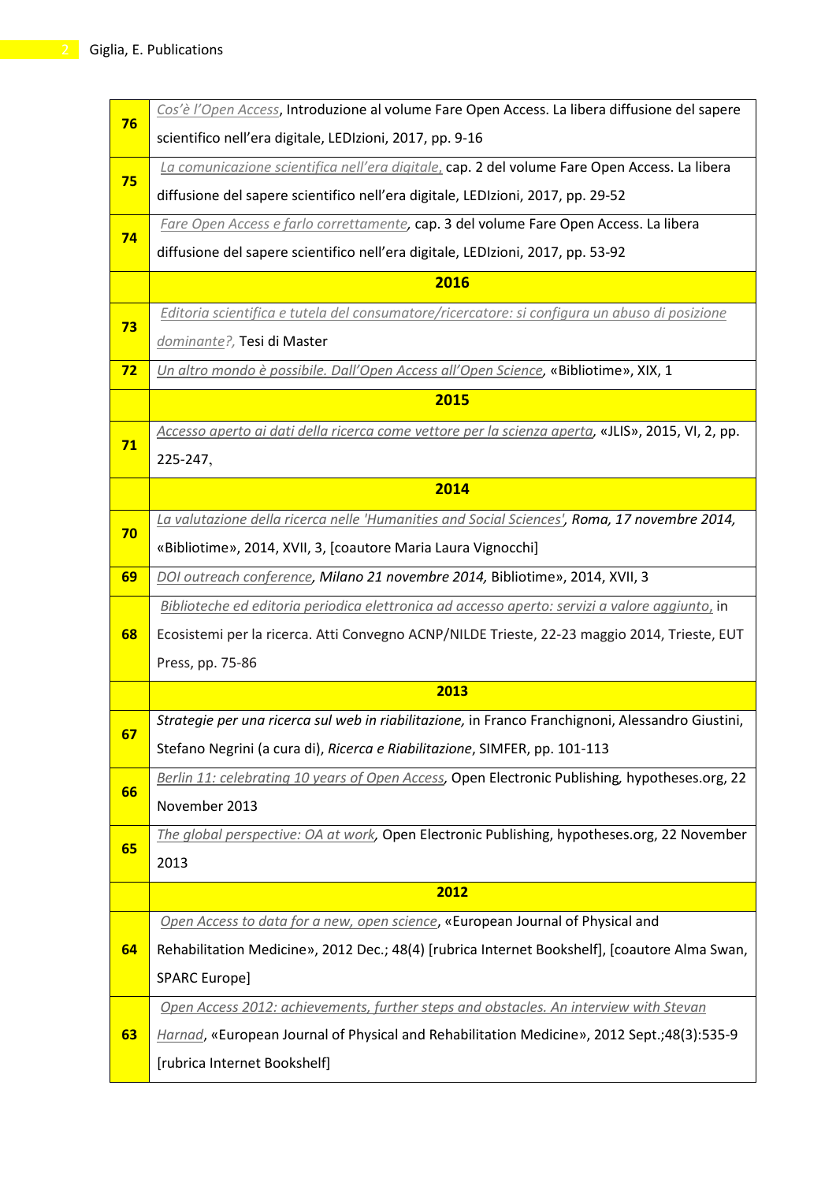| | |
|---|---|
| **76** | *Cos'è l'Open Access*, Introduzione al volume Fare Open Access. La libera diffusione del sapere scientifico nell'era digitale, LEDIzioni, 2017, pp. 9-16 |
| **75** | *La comunicazione scientifica nell'era digitale*, cap. 2 del volume Fare Open Access. La libera diffusione del sapere scientifico nell'era digitale, LEDIzioni, 2017, pp. 29-52 |
| **74** | *Fare Open Access e farlo correttamente*, cap. 3 del volume Fare Open Access. La libera diffusione del sapere scientifico nell'era digitale, LEDIzioni, 2017, pp. 53-92 |
| | **2016** |
| **73** | *Editoria scientifica e tutela del consumatore/ricercatore: si configura un abuso di posizione dominante?,* Tesi di Master |
| **72** | *Un altro mondo è possibile. Dall'Open Access all'Open Science*, «Bibliotime», XIX, 1 |
| | **2015** |
| **71** | *Accesso aperto ai dati della ricerca come vettore per la scienza aperta*, «JLIS», 2015, VI, 2, pp. 225-247, |
| | **2014** |
| **70** | *La valutazione della ricerca nelle 'Humanities and Social Sciences', Roma, 17 novembre 2014,* «Bibliotime», 2014, XVII, 3, [coautore Maria Laura Vignocchi] |
| **69** | *DOI outreach conference, Milano 21 novembre 2014,* Bibliotime», 2014, XVII, 3 |
| **68** | *Biblioteche ed editoria periodica elettronica ad accesso aperto: servizi a valore aggiunto,* in Ecosistemi per la ricerca. Atti Convegno ACNP/NILDE Trieste, 22-23 maggio 2014, Trieste, EUT Press, pp. 75-86 |
| | **2013** |
| **67** | *Strategie per una ricerca sul web in riabilitazione,* in Franco Franchignoni, Alessandro Giustini, Stefano Negrini (a cura di), *Ricerca e Riabilitazione*, SIMFER, pp. 101-113 |
| **66** | *Berlin 11: celebrating 10 years of Open Access*, Open Electronic Publishing, hypotheses.org, 22 November 2013 |
| **65** | *The global perspective: OA at work*, Open Electronic Publishing, hypotheses.org, 22 November 2013 |
| | **2012** |
| **64** | *Open Access to data for a new, open science*, «European Journal of Physical and Rehabilitation Medicine», 2012 Dec.; 48(4) [rubrica Internet Bookshelf], [coautore Alma Swan, SPARC Europe] |
| **63** | *Open Access 2012: achievements, further steps and obstacles. An interview with Stevan Harnad*, «European Journal of Physical and Rehabilitation Medicine», 2012 Sept.;48(3):535-9 [rubrica Internet Bookshelf] |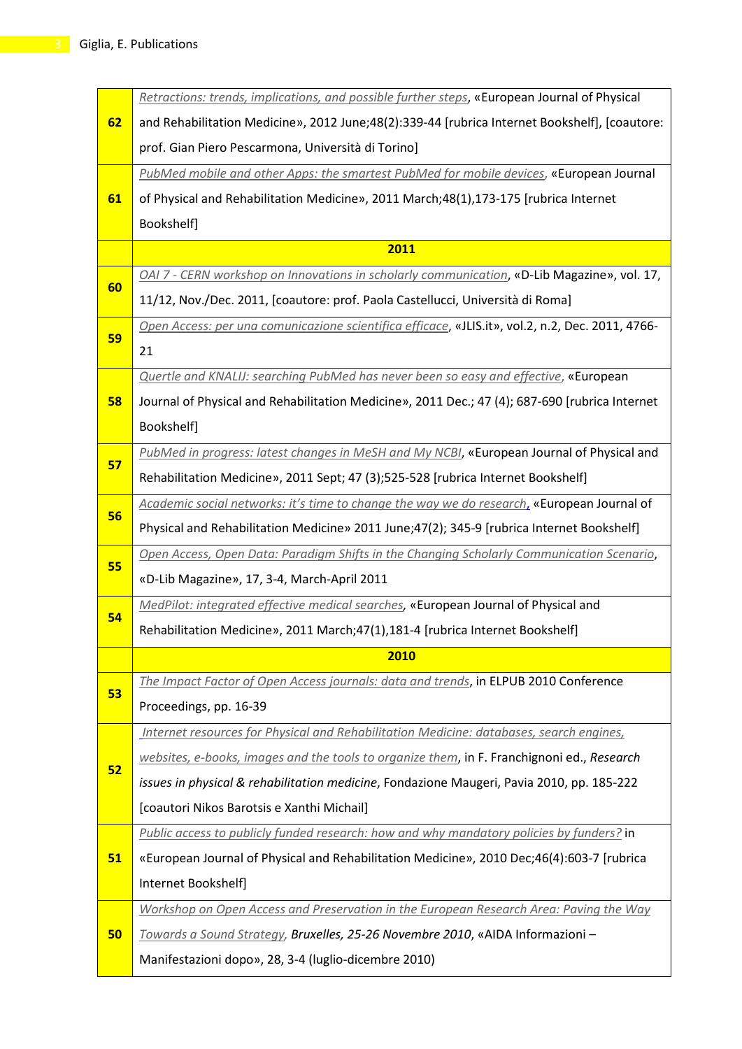| | |
|---|---|
| **62** | Retractions: trends, implications, and possible further steps, «European Journal of Physical and Rehabilitation Medicine», 2012 June;48(2):339-44 [rubrica Internet Bookshelf], [coautore: prof. Gian Piero Pescarmona, Università di Torino] |
| **61** | PubMed mobile and other Apps: the smartest PubMed for mobile devices, «European Journal of Physical and Rehabilitation Medicine», 2011 March;48(1),173-175 [rubrica Internet Bookshelf] |
| | **2011** |
| **60** | OAI 7 - CERN workshop on Innovations in scholarly communication, «D-Lib Magazine», vol. 17, 11/12, Nov./Dec. 2011, [coautore: prof. Paola Castellucci, Università di Roma] |
| **59** | Open Access: per una comunicazione scientifica efficace, «JLIS.it», vol.2, n.2, Dec. 2011, 4766-21 |
| **58** | Quertle and KNALIJ: searching PubMed has never been so easy and effective, «European Journal of Physical and Rehabilitation Medicine», 2011 Dec.; 47 (4); 687-690 [rubrica Internet Bookshelf] |
| **57** | PubMed in progress: latest changes in MeSH and My NCBI, «European Journal of Physical and Rehabilitation Medicine», 2011 Sept; 47 (3);525-528 [rubrica Internet Bookshelf] |
| **56** | Academic social networks: it's time to change the way we do research, «European Journal of Physical and Rehabilitation Medicine» 2011 June;47(2); 345-9 [rubrica Internet Bookshelf] |
| **55** | Open Access, Open Data: Paradigm Shifts in the Changing Scholarly Communication Scenario, «D-Lib Magazine», 17, 3-4, March-April 2011 |
| **54** | MedPilot: integrated effective medical searches, «European Journal of Physical and Rehabilitation Medicine», 2011 March;47(1),181-4 [rubrica Internet Bookshelf] |
| | **2010** |
| **53** | The Impact Factor of Open Access journals: data and trends, in ELPUB 2010 Conference Proceedings, pp. 16-39 |
| **52** | Internet resources for Physical and Rehabilitation Medicine: databases, search engines, websites, e-books, images and the tools to organize them, in F. Franchignoni ed., *Research issues in physical & rehabilitation medicine*, Fondazione Maugeri, Pavia 2010, pp. 185-222 [coautori Nikos Barotsis e Xanthi Michail] |
| **51** | Public access to publicly funded research: how and why mandatory policies by funders? in «European Journal of Physical and Rehabilitation Medicine», 2010 Dec;46(4):603-7 [rubrica Internet Bookshelf] |
| **50** | Workshop on Open Access and Preservation in the European Research Area: Paving the Way Towards a Sound Strategy, *Bruxelles, 25-26 Novembre 2010*, «AIDA Informazioni – Manifestazioni dopo», 28, 3-4 (luglio-dicembre 2010) |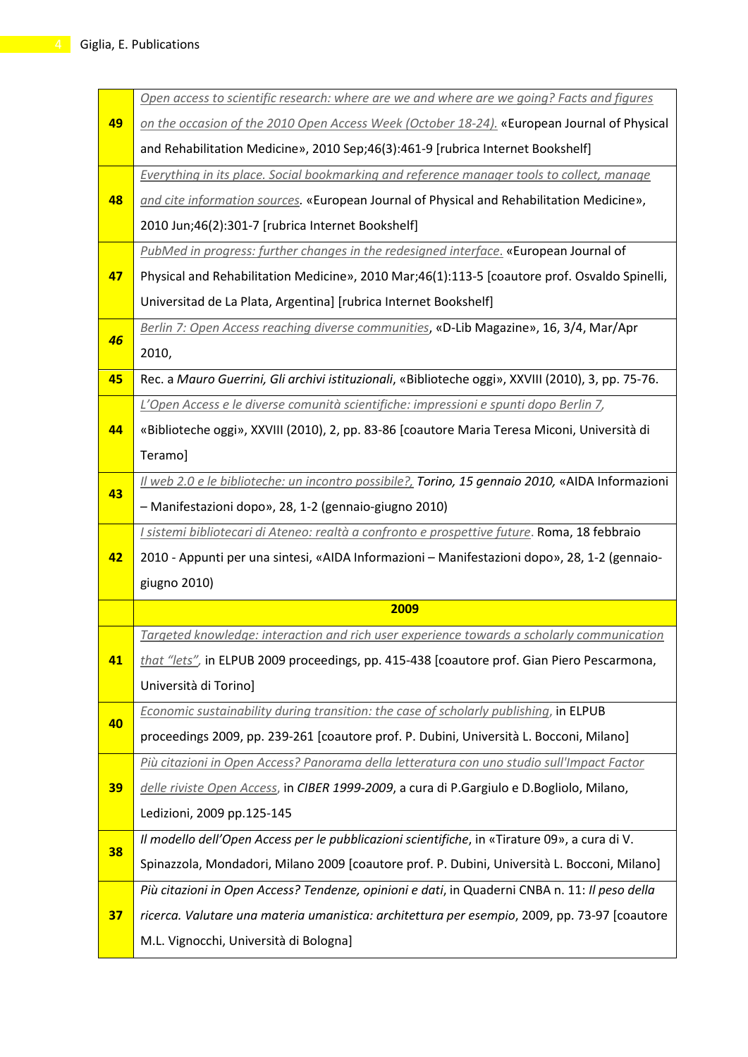| | |
|---|---|
| 49 | *Open access to scientific research: where are we and where are we going? Facts and figures on the occasion of the 2010 Open Access Week (October 18-24).* «European Journal of Physical and Rehabilitation Medicine», 2010 Sep;46(3):461-9 [rubrica Internet Bookshelf] |
| 48 | *Everything in its place. Social bookmarking and reference manager tools to collect, manage and cite information sources.* «European Journal of Physical and Rehabilitation Medicine», 2010 Jun;46(2):301-7 [rubrica Internet Bookshelf] |
| 47 | *PubMed in progress: further changes in the redesigned interface.* «European Journal of Physical and Rehabilitation Medicine», 2010 Mar;46(1):113-5 [coautore prof. Osvaldo Spinelli, Universitad de La Plata, Argentina] [rubrica Internet Bookshelf] |
| *46* | *Berlin 7: Open Access reaching diverse communities*, «D-Lib Magazine», 16, 3/4, Mar/Apr 2010, |
| 45 | Rec. a *Mauro Guerrini, Gli archivi istituzionali*, «Biblioteche oggi», XXVIII (2010), 3, pp. 75-76. |
| 44 | *L'Open Access e le diverse comunità scientifiche: impressioni e spunti dopo Berlin 7,* «Biblioteche oggi», XXVIII (2010), 2, pp. 83-86 [coautore Maria Teresa Miconi, Università di Teramo] |
| 43 | *Il web 2.0 e le biblioteche: un incontro possibile?, Torino, 15 gennaio 2010,* «AIDA Informazioni – Manifestazioni dopo», 28, 1-2 (gennaio-giugno 2010) |
| 42 | *I sistemi bibliotecari di Ateneo: realtà a confronto e prospettive future*. Roma, 18 febbraio 2010 - Appunti per una sintesi, «AIDA Informazioni – Manifestazioni dopo», 28, 1-2 (gennaio-giugno 2010) |
| | **2009** |
| 41 | *Targeted knowledge: interaction and rich user experience towards a scholarly communication that "lets",* in ELPUB 2009 proceedings, pp. 415-438 [coautore prof. Gian Piero Pescarmona, Università di Torino] |
| 40 | *Economic sustainability during transition: the case of scholarly publishing*, in ELPUB proceedings 2009, pp. 239-261 [coautore prof. P. Dubini, Università L. Bocconi, Milano] |
| 39 | *Più citazioni in Open Access? Panorama della letteratura con uno studio sull'Impact Factor delle riviste Open Access*, in *CIBER 1999-2009*, a cura di P.Gargiulo e D.Bogliolo, Milano, Ledizioni, 2009 pp.125-145 |
| 38 | *Il modello dell'Open Access per le pubblicazioni scientifiche*, in «Tirature 09», a cura di V. Spinazzola, Mondadori, Milano 2009 [coautore prof. P. Dubini, Università L. Bocconi, Milano] |
| 37 | *Più citazioni in Open Access? Tendenze, opinioni e dati*, in Quaderni CNBA n. 11: *Il peso della ricerca. Valutare una materia umanistica: architettura per esempio*, 2009, pp. 73-97 [coautore M.L. Vignocchi, Università di Bologna] |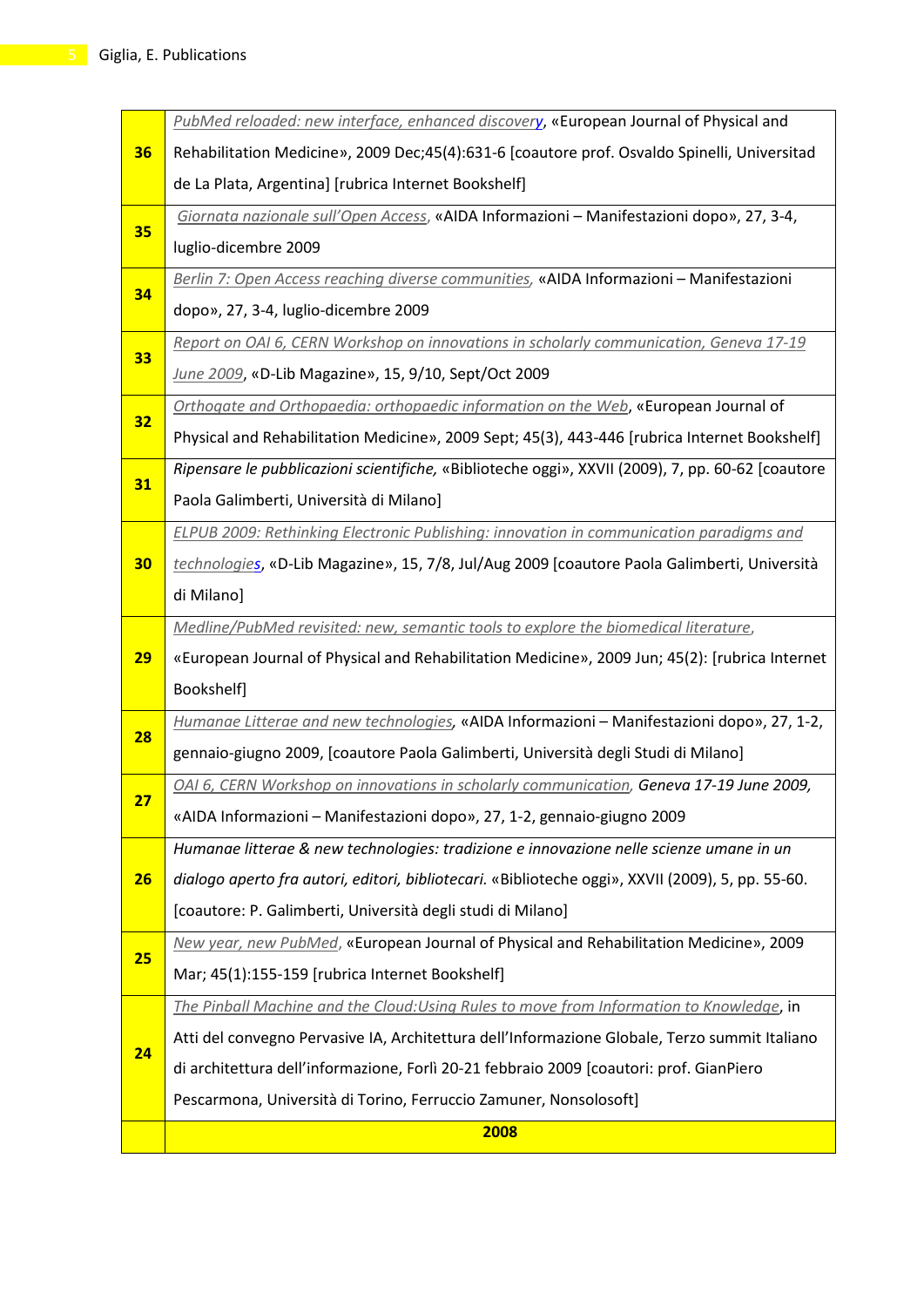| | |
|---|---|
| 36 | *PubMed reloaded: new interface, enhanced discovery*, «European Journal of Physical and Rehabilitation Medicine», 2009 Dec;45(4):631-6 [coautore prof. Osvaldo Spinelli, Universitad de La Plata, Argentina] [rubrica Internet Bookshelf] |
| 35 | *Giornata nazionale sull'Open Access*, «AIDA Informazioni – Manifestazioni dopo», 27, 3-4, luglio-dicembre 2009 |
| 34 | *Berlin 7: Open Access reaching diverse communities*, «AIDA Informazioni – Manifestazioni dopo», 27, 3-4, luglio-dicembre 2009 |
| 33 | *Report on OAI 6, CERN Workshop on innovations in scholarly communication, Geneva 17-19 June 2009*, «D-Lib Magazine», 15, 9/10, Sept/Oct 2009 |
| 32 | *Orthogate and Orthopaedia: orthopaedic information on the Web*, «European Journal of Physical and Rehabilitation Medicine», 2009 Sept; 45(3), 443-446 [rubrica Internet Bookshelf] |
| 31 | *Ripensare le pubblicazioni scientifiche,* «Biblioteche oggi», XXVII (2009), 7, pp. 60-62 [coautore Paola Galimberti, Università di Milano] |
| 30 | *ELPUB 2009: Rethinking Electronic Publishing: innovation in communication paradigms and technologies*, «D-Lib Magazine», 15, 7/8, Jul/Aug 2009 [coautore Paola Galimberti, Università di Milano] |
| 29 | *Medline/PubMed revisited: new, semantic tools to explore the biomedical literature*, «European Journal of Physical and Rehabilitation Medicine», 2009 Jun; 45(2): [rubrica Internet Bookshelf] |
| 28 | *Humanae Litterae and new technologies*, «AIDA Informazioni – Manifestazioni dopo», 27, 1-2, gennaio-giugno 2009, [coautore Paola Galimberti, Università degli Studi di Milano] |
| 27 | *OAI 6, CERN Workshop on innovations in scholarly communication, Geneva 17-19 June 2009,* «AIDA Informazioni – Manifestazioni dopo», 27, 1-2, gennaio-giugno 2009 |
| 26 | *Humanae litterae & new technologies: tradizione e innovazione nelle scienze umane in un dialogo aperto fra autori, editori, bibliotecari.* «Biblioteche oggi», XXVII (2009), 5, pp. 55-60. [coautore: P. Galimberti, Università degli studi di Milano] |
| 25 | *New year, new PubMed*, «European Journal of Physical and Rehabilitation Medicine», 2009 Mar; 45(1):155-159 [rubrica Internet Bookshelf] |
| 24 | *The Pinball Machine and the Cloud:Using Rules to move from Information to Knowledge*, in Atti del convegno Pervasive IA, Architettura dell'Informazione Globale, Terzo summit Italiano di architettura dell'informazione, Forlì 20-21 febbraio 2009 [coautori: prof. GianPiero Pescarmona, Università di Torino, Ferruccio Zamuner, Nonsolosoft] |
| | **2008** |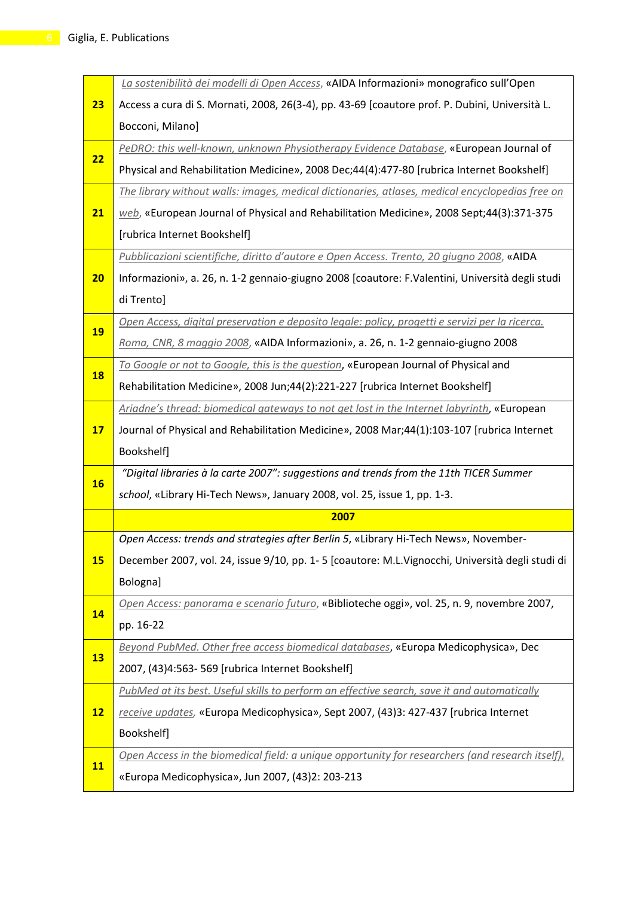| | |
|---|---|
| **23** | *La sostenibilità dei modelli di Open Access*, «AIDA Informazioni» monografico sull'Open Access a cura di S. Mornati, 2008, 26(3-4), pp. 43-69 [coautore prof. P. Dubini, Università L. Bocconi, Milano] |
| **22** | *PeDRO: this well-known, unknown Physiotherapy Evidence Database*, «European Journal of Physical and Rehabilitation Medicine», 2008 Dec;44(4):477-80 [rubrica Internet Bookshelf] |
| **21** | *The library without walls: images, medical dictionaries, atlases, medical encyclopedias free on web*, «European Journal of Physical and Rehabilitation Medicine», 2008 Sept;44(3):371-375 [rubrica Internet Bookshelf] |
| **20** | *Pubblicazioni scientifiche, diritto d'autore e Open Access. Trento, 20 giugno 2008*, «AIDA Informazioni», a. 26, n. 1-2 gennaio-giugno 2008 [coautore: F.Valentini, Università degli studi di Trento] |
| **19** | *Open Access, digital preservation e deposito legale: policy, progetti e servizi per la ricerca. Roma, CNR, 8 maggio 2008*, «AIDA Informazioni», a. 26, n. 1-2 gennaio-giugno 2008 |
| **18** | *To Google or not to Google, this is the question*, «European Journal of Physical and Rehabilitation Medicine», 2008 Jun;44(2):221-227 [rubrica Internet Bookshelf] |
| **17** | *Ariadne's thread: biomedical gateways to not get lost in the Internet labyrinth*, «European Journal of Physical and Rehabilitation Medicine», 2008 Mar;44(1):103-107 [rubrica Internet Bookshelf] |
| **16** | *"Digital libraries à la carte 2007": suggestions and trends from the 11th TICER Summer school*, «Library Hi-Tech News», January 2008, vol. 25, issue 1, pp. 1-3. |
| | **2007** |
| **15** | *Open Access: trends and strategies after Berlin 5*, «Library Hi-Tech News», November-December 2007, vol. 24, issue 9/10, pp. 1- 5 [coautore: M.L.Vignocchi, Università degli studi di Bologna] |
| **14** | *Open Access: panorama e scenario futuro*, «Biblioteche oggi», vol. 25, n. 9, novembre 2007, pp. 16-22 |
| **13** | *Beyond PubMed. Other free access biomedical databases*, «Europa Medicophysica», Dec 2007, (43)4:563- 569 [rubrica Internet Bookshelf] |
| **12** | *PubMed at its best. Useful skills to perform an effective search, save it and automatically receive updates*, «Europa Medicophysica», Sept 2007, (43)3: 427-437 [rubrica Internet Bookshelf] |
| **11** | *Open Access in the biomedical field: a unique opportunity for researchers (and research itself)*, «Europa Medicophysica», Jun 2007, (43)2: 203-213 |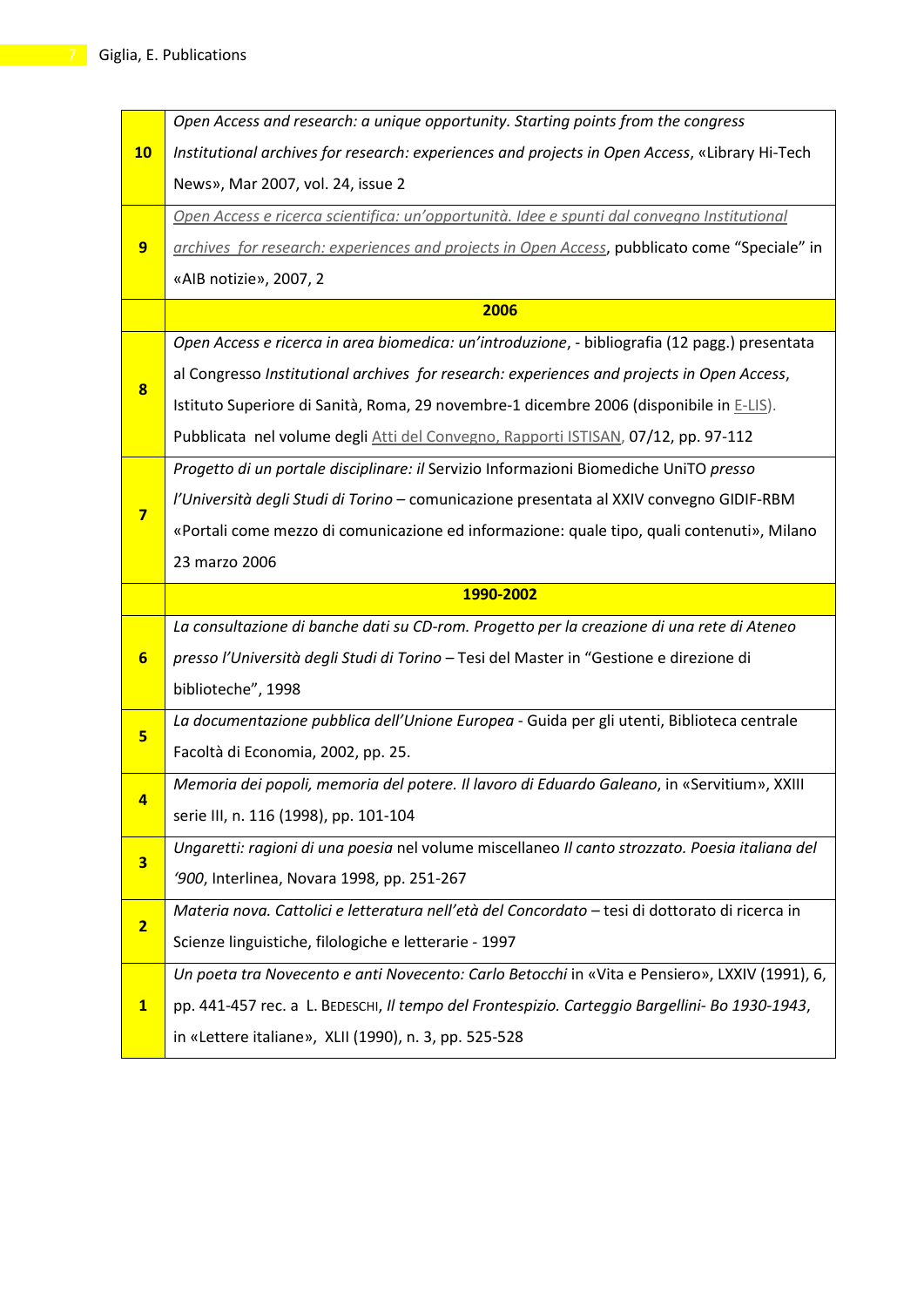| | |
|---|---|
| **10** | *Open Access and research: a unique opportunity. Starting points from the congress Institutional archives for research: experiences and projects in Open Access*, «Library Hi-Tech News», Mar 2007, vol. 24, issue 2 |
| **9** | *Open Access e ricerca scientifica: un'opportunità. Idee e spunti dal convegno Institutional archives for research: experiences and projects in Open Access*, pubblicato come "Speciale" in «AIB notizie», 2007, 2 |
| | **2006** |
| **8** | *Open Access e ricerca in area biomedica: un'introduzione*, - bibliografia (12 pagg.) presentata al Congresso *Institutional archives for research: experiences and projects in Open Access*, Istituto Superiore di Sanità, Roma, 29 novembre-1 dicembre 2006 (disponibile in E-LIS). Pubblicata nel volume degli Atti del Convegno, Rapporti ISTISAN, 07/12, pp. 97-112 |
| **7** | *Progetto di un portale disciplinare: il* Servizio Informazioni Biomediche UniTO *presso l'Università degli Studi di Torino* – comunicazione presentata al XXIV convegno GIDIF-RBM «Portali come mezzo di comunicazione ed informazione: quale tipo, quali contenuti», Milano 23 marzo 2006 |
| | **1990-2002** |
| **6** | *La consultazione di banche dati su CD-rom. Progetto per la creazione di una rete di Ateneo presso l'Università degli Studi di Torino* – Tesi del Master in "Gestione e direzione di biblioteche", 1998 |
| **5** | *La documentazione pubblica dell'Unione Europea* - Guida per gli utenti, Biblioteca centrale Facoltà di Economia, 2002, pp. 25. |
| **4** | *Memoria dei popoli, memoria del potere. Il lavoro di Eduardo Galeano*, in «Servitium», XXIII serie III, n. 116 (1998), pp. 101-104 |
| **3** | *Ungaretti: ragioni di una poesia* nel volume miscellaneo *Il canto strozzato. Poesia italiana del '900*, Interlinea, Novara 1998, pp. 251-267 |
| **2** | *Materia nova. Cattolici e letteratura nell'età del Concordato* – tesi di dottorato di ricerca in Scienze linguistiche, filologiche e letterarie - 1997 |
| **1** | *Un poeta tra Novecento e anti Novecento: Carlo Betocchi* in «Vita e Pensiero», LXXIV (1991), 6, pp. 441-457 rec. a L. BEDESCHI, *Il tempo del Frontespizio. Carteggio Bargellini- Bo 1930-1943*, in «Lettere italiane», XLII (1990), n. 3, pp. 525-528 |